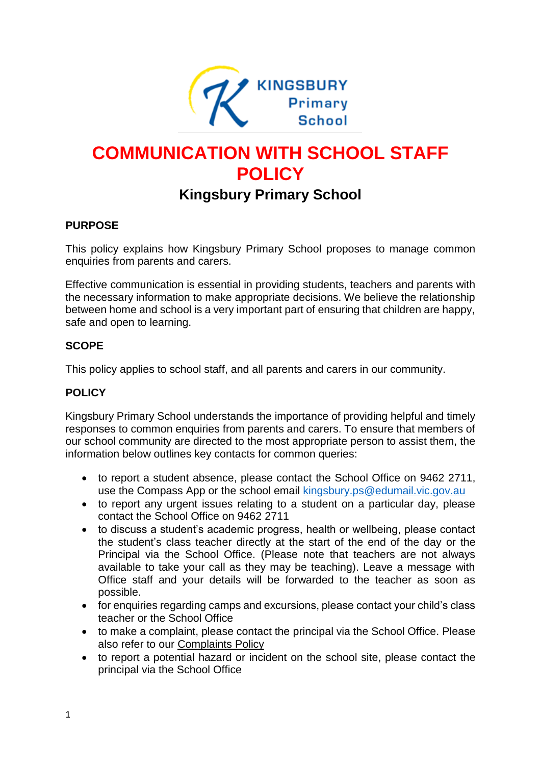# COMMUNICATION WITH SCHOOL STAFF POLICY

## Kingsbury Primary School

### PURPOSE

This policy explains how Kingsbury Primary School proposes to manage common enquiries from parents and carers.

Effective communication is essential in providing students, teachers and parents with the necessary information to make appropriate decisions. We believe the relationship between home and school is a very important part of ensuring that children are happy, safe and open to learning.

### SCOPE

This policy applies to school staff, and all parents and carers in our community.

### POLICY

Kingsbury Primary School understands the importance of providing helpful and timely responses to common enquiries from parents and carers. To ensure that members of our school community are directed to the most appropriate person to assist them, the information below outlines key contacts for common queries:

- to report a student absence, please contact the School Office on 9462 2711, use the Compass App or the school email kingsbury.ps@edumail.vic.gov.au
- to report any urgent issues relating to a student on a particular day, please contact the School Office on 9462 2711
- to discuss a student's academic progress, health or wellbeing, please contact the student's class teacher directly at the start of the end of the day or the Principal via the School Office. (Please note that teachers are not always available to take your call as they may be teaching). Leave a message with Office staff and your details will be forwarded to the teacher as soon as possible.
- for enquiries regarding camps and excursions, please contact your child's class teacher or the School Office
- to make a complaint, please contact the principal via the School Office. Please also refer to our Complaints Policy
- to report a potential hazard or incident on the school site, please contact the principal via the School Office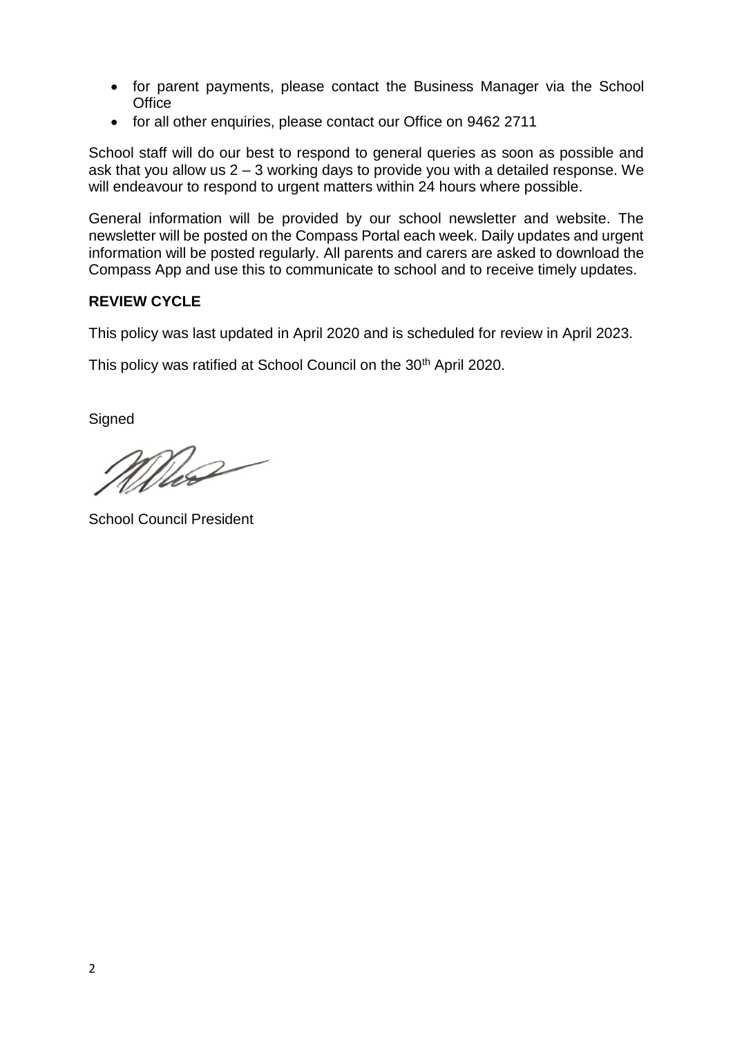- for parent payments, please contact the Business Manager via the School Office
- for all other enquiries, please contact our Office on 9462 2711

School staff will do our best to respond to general queries as soon as possible and ask that you allow us 2 – 3 working days to provide you with a detailed response. We will endeavour to respond to urgent matters within 24 hours where possible.

General information will be provided by our school newsletter and website. The newsletter will be posted on the Compass Portal each week. Daily updates and urgent information will be posted regularly. All parents and carers are asked to download the Compass App and use this to communicate to school and to receive timely updates.

## REVIEW CYCLE

This policy was last updated in April 2020 and is scheduled for review in April 2023.

This policy was ratified at School Council on the 30th April 2020.

Signed

School Council President